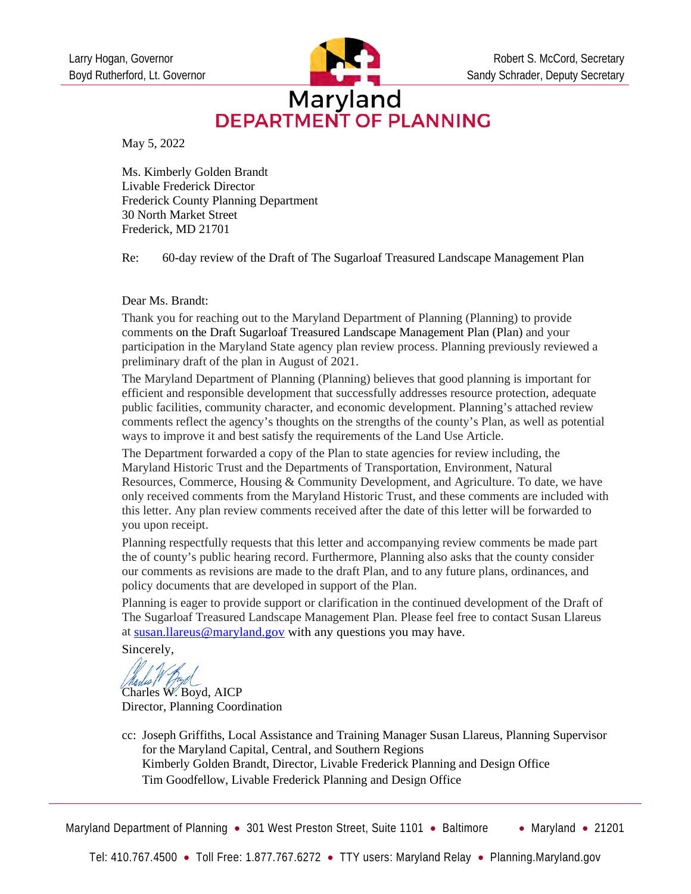Larry Hogan, Governor
Boyd Rutherford, Lt. Governor

Robert S. McCord, Secretary
Sandy Schrader, Deputy Secretary

# Maryland DEPARTMENT OF PLANNING

May 5, 2022

Ms. Kimberly Golden Brandt
Livable Frederick Director
Frederick County Planning Department
30 North Market Street
Frederick, MD 21701

Re: 60-day review of the Draft of The Sugarloaf Treasured Landscape Management Plan

Dear Ms. Brandt:

Thank you for reaching out to the Maryland Department of Planning (Planning) to provide comments on the Draft Sugarloaf Treasured Landscape Management Plan (Plan) and your participation in the Maryland State agency plan review process. Planning previously reviewed a preliminary draft of the plan in August of 2021.

The Maryland Department of Planning (Planning) believes that good planning is important for efficient and responsible development that successfully addresses resource protection, adequate public facilities, community character, and economic development. Planning's attached review comments reflect the agency's thoughts on the strengths of the county's Plan, as well as potential ways to improve it and best satisfy the requirements of the Land Use Article.

The Department forwarded a copy of the Plan to state agencies for review including, the Maryland Historic Trust and the Departments of Transportation, Environment, Natural Resources, Commerce, Housing & Community Development, and Agriculture. To date, we have only received comments from the Maryland Historic Trust, and these comments are included with this letter. Any plan review comments received after the date of this letter will be forwarded to you upon receipt.

Planning respectfully requests that this letter and accompanying review comments be made part the of county's public hearing record. Furthermore, Planning also asks that the county consider our comments as revisions are made to the draft Plan, and to any future plans, ordinances, and policy documents that are developed in support of the Plan.

Planning is eager to provide support or clarification in the continued development of the Draft of The Sugarloaf Treasured Landscape Management Plan. Please feel free to contact Susan Llareus at susan.llareus@maryland.gov with any questions you may have.

Sincerely,

Charles W. Boyd, AICP
Director, Planning Coordination

cc: Joseph Griffiths, Local Assistance and Training Manager Susan Llareus, Planning Supervisor for the Maryland Capital, Central, and Southern Regions
Kimberly Golden Brandt, Director, Livable Frederick Planning and Design Office
Tim Goodfellow, Livable Frederick Planning and Design Office

Maryland Department of Planning • 301 West Preston Street, Suite 1101 • Baltimore • Maryland • 21201

Tel: 410.767.4500 • Toll Free: 1.877.767.6272 • TTY users: Maryland Relay • Planning.Maryland.gov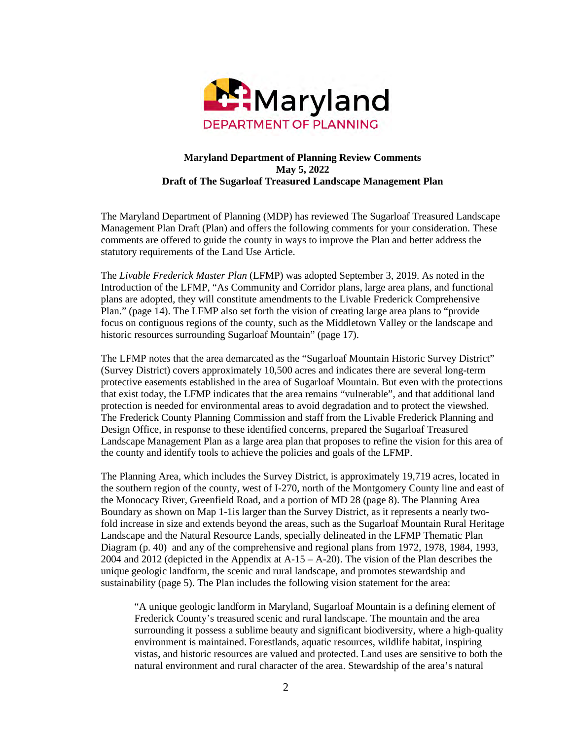**Maryland Department of Planning Review Comments**
**May 5, 2022**
**Draft of The Sugarloaf Treasured Landscape Management Plan**

The Maryland Department of Planning (MDP) has reviewed The Sugarloaf Treasured Landscape Management Plan Draft (Plan) and offers the following comments for your consideration. These comments are offered to guide the county in ways to improve the Plan and better address the statutory requirements of the Land Use Article.

The *Livable Frederick Master Plan* (LFMP) was adopted September 3, 2019. As noted in the Introduction of the LFMP, "As Community and Corridor plans, large area plans, and functional plans are adopted, they will constitute amendments to the Livable Frederick Comprehensive Plan." (page 14). The LFMP also set forth the vision of creating large area plans to "provide focus on contiguous regions of the county, such as the Middletown Valley or the landscape and historic resources surrounding Sugarloaf Mountain" (page 17).

The LFMP notes that the area demarcated as the "Sugarloaf Mountain Historic Survey District" (Survey District) covers approximately 10,500 acres and indicates there are several long-term protective easements established in the area of Sugarloaf Mountain. But even with the protections that exist today, the LFMP indicates that the area remains "vulnerable", and that additional land protection is needed for environmental areas to avoid degradation and to protect the viewshed. The Frederick County Planning Commission and staff from the Livable Frederick Planning and Design Office, in response to these identified concerns, prepared the Sugarloaf Treasured Landscape Management Plan as a large area plan that proposes to refine the vision for this area of the county and identify tools to achieve the policies and goals of the LFMP.

The Planning Area, which includes the Survey District, is approximately 19,719 acres, located in the southern region of the county, west of I-270, north of the Montgomery County line and east of the Monocacy River, Greenfield Road, and a portion of MD 28 (page 8). The Planning Area Boundary as shown on Map 1-1is larger than the Survey District, as it represents a nearly two-fold increase in size and extends beyond the areas, such as the Sugarloaf Mountain Rural Heritage Landscape and the Natural Resource Lands, specially delineated in the LFMP Thematic Plan Diagram (p. 40) and any of the comprehensive and regional plans from 1972, 1978, 1984, 1993, 2004 and 2012 (depicted in the Appendix at A-15 – A-20). The vision of the Plan describes the unique geologic landform, the scenic and rural landscape, and promotes stewardship and sustainability (page 5). The Plan includes the following vision statement for the area:

> "A unique geologic landform in Maryland, Sugarloaf Mountain is a defining element of Frederick County's treasured scenic and rural landscape. The mountain and the area surrounding it possess a sublime beauty and significant biodiversity, where a high-quality environment is maintained. Forestlands, aquatic resources, wildlife habitat, inspiring vistas, and historic resources are valued and protected. Land uses are sensitive to both the natural environment and rural character of the area. Stewardship of the area's natural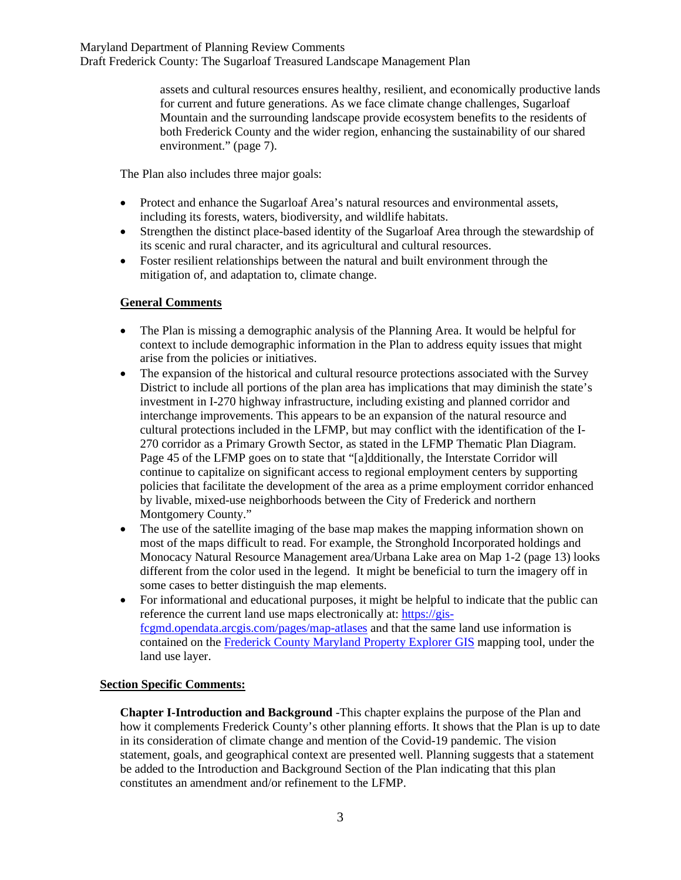assets and cultural resources ensures healthy, resilient, and economically productive lands for current and future generations. As we face climate change challenges, Sugarloaf Mountain and the surrounding landscape provide ecosystem benefits to the residents of both Frederick County and the wider region, enhancing the sustainability of our shared environment." (page 7).

The Plan also includes three major goals:

- Protect and enhance the Sugarloaf Area's natural resources and environmental assets, including its forests, waters, biodiversity, and wildlife habitats.
- Strengthen the distinct place-based identity of the Sugarloaf Area through the stewardship of its scenic and rural character, and its agricultural and cultural resources.
- Foster resilient relationships between the natural and built environment through the mitigation of, and adaptation to, climate change.

## General Comments

- The Plan is missing a demographic analysis of the Planning Area. It would be helpful for context to include demographic information in the Plan to address equity issues that might arise from the policies or initiatives.
- The expansion of the historical and cultural resource protections associated with the Survey District to include all portions of the plan area has implications that may diminish the state's investment in I-270 highway infrastructure, including existing and planned corridor and interchange improvements. This appears to be an expansion of the natural resource and cultural protections included in the LFMP, but may conflict with the identification of the I-270 corridor as a Primary Growth Sector, as stated in the LFMP Thematic Plan Diagram. Page 45 of the LFMP goes on to state that "[a]dditionally, the Interstate Corridor will continue to capitalize on significant access to regional employment centers by supporting policies that facilitate the development of the area as a prime employment corridor enhanced by livable, mixed-use neighborhoods between the City of Frederick and northern Montgomery County."
- The use of the satellite imaging of the base map makes the mapping information shown on most of the maps difficult to read. For example, the Stronghold Incorporated holdings and Monocacy Natural Resource Management area/Urbana Lake area on Map 1-2 (page 13) looks different from the color used in the legend. It might be beneficial to turn the imagery off in some cases to better distinguish the map elements.
- For informational and educational purposes, it might be helpful to indicate that the public can reference the current land use maps electronically at: [https://gis-fcgmd.opendata.arcgis.com/pages/map-atlases](https://gis-fcgmd.opendata.arcgis.com/pages/map-atlases) and that the same land use information is contained on the Frederick County Maryland Property Explorer GIS mapping tool, under the land use layer.

## Section Specific Comments:

**Chapter I-Introduction and Background** -This chapter explains the purpose of the Plan and how it complements Frederick County's other planning efforts. It shows that the Plan is up to date in its consideration of climate change and mention of the Covid-19 pandemic. The vision statement, goals, and geographical context are presented well. Planning suggests that a statement be added to the Introduction and Background Section of the Plan indicating that this plan constitutes an amendment and/or refinement to the LFMP.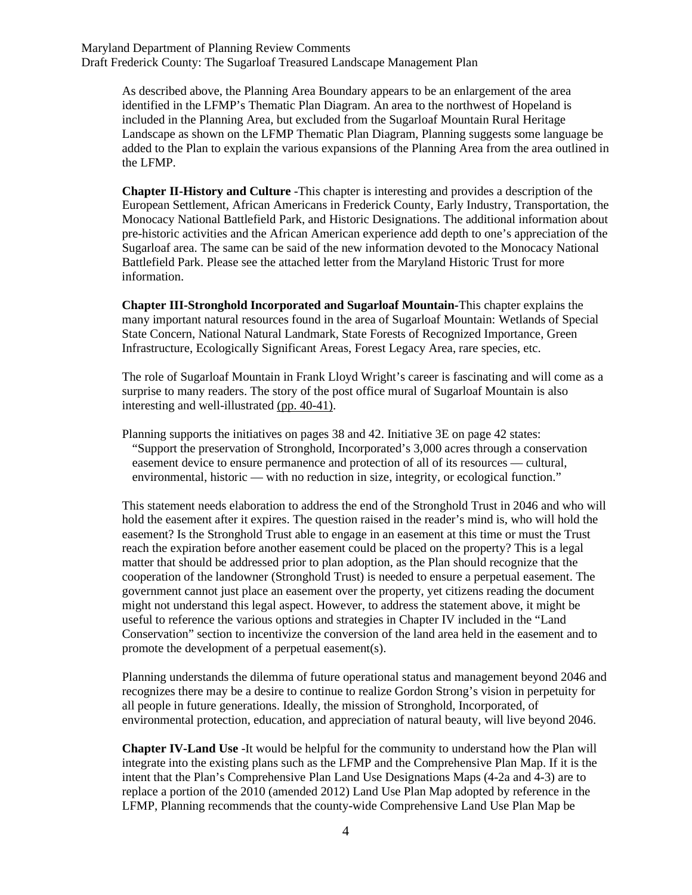As described above, the Planning Area Boundary appears to be an enlargement of the area identified in the LFMP's Thematic Plan Diagram. An area to the northwest of Hopeland is included in the Planning Area, but excluded from the Sugarloaf Mountain Rural Heritage Landscape as shown on the LFMP Thematic Plan Diagram, Planning suggests some language be added to the Plan to explain the various expansions of the Planning Area from the area outlined in the LFMP.

**Chapter II-History and Culture** -This chapter is interesting and provides a description of the European Settlement, African Americans in Frederick County, Early Industry, Transportation, the Monocacy National Battlefield Park, and Historic Designations. The additional information about pre-historic activities and the African American experience add depth to one's appreciation of the Sugarloaf area. The same can be said of the new information devoted to the Monocacy National Battlefield Park. Please see the attached letter from the Maryland Historic Trust for more information.

**Chapter III-Stronghold Incorporated and Sugarloaf Mountain-**This chapter explains the many important natural resources found in the area of Sugarloaf Mountain: Wetlands of Special State Concern, National Natural Landmark, State Forests of Recognized Importance, Green Infrastructure, Ecologically Significant Areas, Forest Legacy Area, rare species, etc.

The role of Sugarloaf Mountain in Frank Lloyd Wright's career is fascinating and will come as a surprise to many readers. The story of the post office mural of Sugarloaf Mountain is also interesting and well-illustrated (pp. 40-41).

Planning supports the initiatives on pages 38 and 42. Initiative 3E on page 42 states:

> "Support the preservation of Stronghold, Incorporated's 3,000 acres through a conservation easement device to ensure permanence and protection of all of its resources — cultural, environmental, historic — with no reduction in size, integrity, or ecological function."

This statement needs elaboration to address the end of the Stronghold Trust in 2046 and who will hold the easement after it expires. The question raised in the reader's mind is, who will hold the easement? Is the Stronghold Trust able to engage in an easement at this time or must the Trust reach the expiration before another easement could be placed on the property? This is a legal matter that should be addressed prior to plan adoption, as the Plan should recognize that the cooperation of the landowner (Stronghold Trust) is needed to ensure a perpetual easement. The government cannot just place an easement over the property, yet citizens reading the document might not understand this legal aspect. However, to address the statement above, it might be useful to reference the various options and strategies in Chapter IV included in the "Land Conservation" section to incentivize the conversion of the land area held in the easement and to promote the development of a perpetual easement(s).

Planning understands the dilemma of future operational status and management beyond 2046 and recognizes there may be a desire to continue to realize Gordon Strong's vision in perpetuity for all people in future generations. Ideally, the mission of Stronghold, Incorporated, of environmental protection, education, and appreciation of natural beauty, will live beyond 2046.

**Chapter IV-Land Use** -It would be helpful for the community to understand how the Plan will integrate into the existing plans such as the LFMP and the Comprehensive Plan Map. If it is the intent that the Plan's Comprehensive Plan Land Use Designations Maps (4-2a and 4-3) are to replace a portion of the 2010 (amended 2012) Land Use Plan Map adopted by reference in the LFMP, Planning recommends that the county-wide Comprehensive Land Use Plan Map be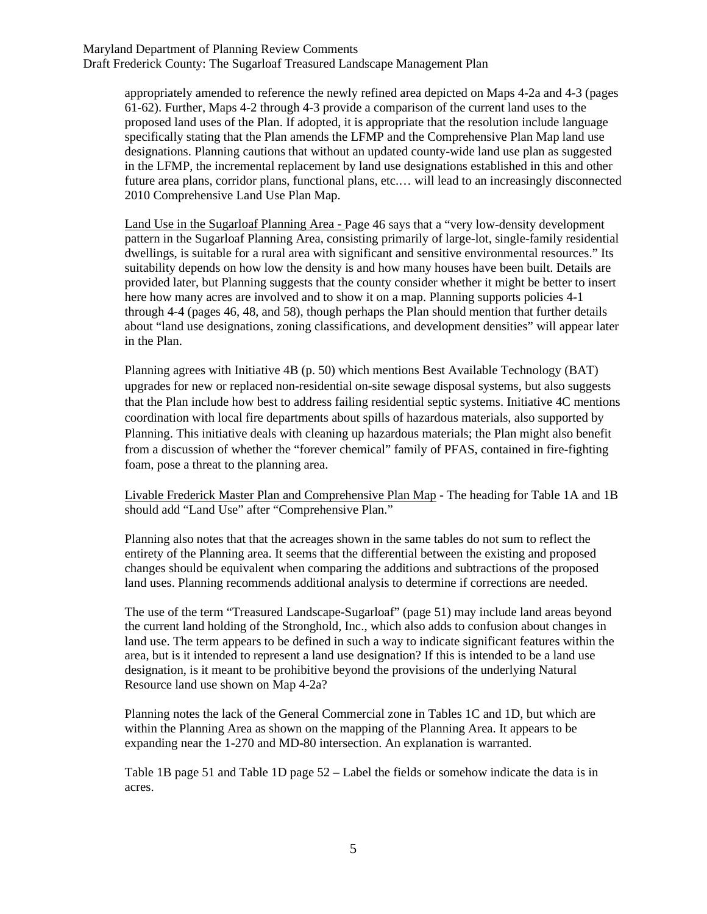appropriately amended to reference the newly refined area depicted on Maps 4-2a and 4-3 (pages 61-62). Further, Maps 4-2 through 4-3 provide a comparison of the current land uses to the proposed land uses of the Plan. If adopted, it is appropriate that the resolution include language specifically stating that the Plan amends the LFMP and the Comprehensive Plan Map land use designations. Planning cautions that without an updated county-wide land use plan as suggested in the LFMP, the incremental replacement by land use designations established in this and other future area plans, corridor plans, functional plans, etc.… will lead to an increasingly disconnected 2010 Comprehensive Land Use Plan Map.

Land Use in the Sugarloaf Planning Area - Page 46 says that a "very low-density development pattern in the Sugarloaf Planning Area, consisting primarily of large-lot, single-family residential dwellings, is suitable for a rural area with significant and sensitive environmental resources." Its suitability depends on how low the density is and how many houses have been built. Details are provided later, but Planning suggests that the county consider whether it might be better to insert here how many acres are involved and to show it on a map. Planning supports policies 4-1 through 4-4 (pages 46, 48, and 58), though perhaps the Plan should mention that further details about "land use designations, zoning classifications, and development densities" will appear later in the Plan.

Planning agrees with Initiative 4B (p. 50) which mentions Best Available Technology (BAT) upgrades for new or replaced non-residential on-site sewage disposal systems, but also suggests that the Plan include how best to address failing residential septic systems. Initiative 4C mentions coordination with local fire departments about spills of hazardous materials, also supported by Planning. This initiative deals with cleaning up hazardous materials; the Plan might also benefit from a discussion of whether the "forever chemical" family of PFAS, contained in fire-fighting foam, pose a threat to the planning area.

Livable Frederick Master Plan and Comprehensive Plan Map - The heading for Table 1A and 1B should add "Land Use" after "Comprehensive Plan."

Planning also notes that that the acreages shown in the same tables do not sum to reflect the entirety of the Planning area. It seems that the differential between the existing and proposed changes should be equivalent when comparing the additions and subtractions of the proposed land uses. Planning recommends additional analysis to determine if corrections are needed.

The use of the term "Treasured Landscape-Sugarloaf" (page 51) may include land areas beyond the current land holding of the Stronghold, Inc., which also adds to confusion about changes in land use. The term appears to be defined in such a way to indicate significant features within the area, but is it intended to represent a land use designation? If this is intended to be a land use designation, is it meant to be prohibitive beyond the provisions of the underlying Natural Resource land use shown on Map 4-2a?

Planning notes the lack of the General Commercial zone in Tables 1C and 1D, but which are within the Planning Area as shown on the mapping of the Planning Area. It appears to be expanding near the 1-270 and MD-80 intersection. An explanation is warranted.

Table 1B page 51 and Table 1D page 52 – Label the fields or somehow indicate the data is in acres.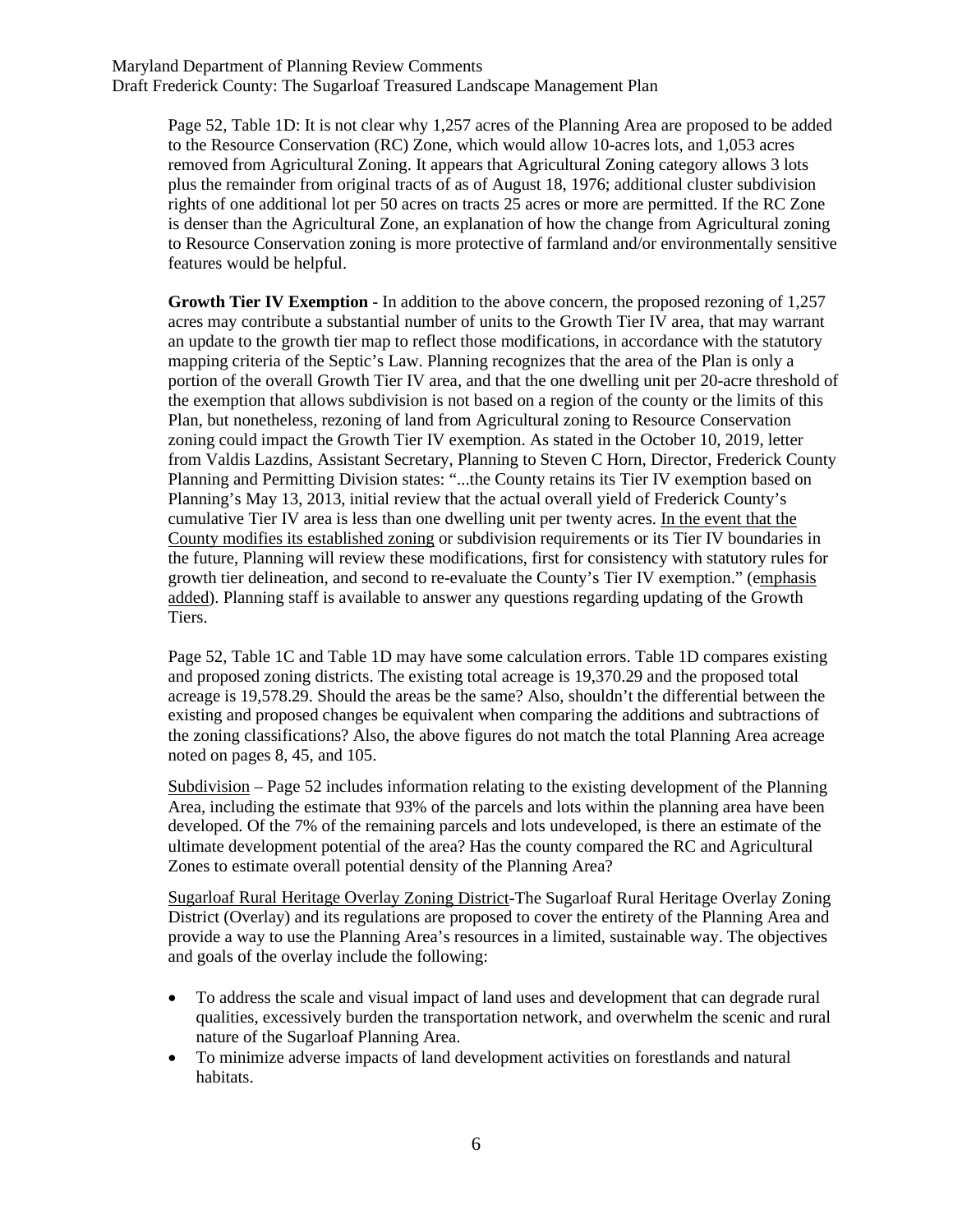Page 52, Table 1D: It is not clear why 1,257 acres of the Planning Area are proposed to be added to the Resource Conservation (RC) Zone, which would allow 10-acres lots, and 1,053 acres removed from Agricultural Zoning. It appears that Agricultural Zoning category allows 3 lots plus the remainder from original tracts of as of August 18, 1976; additional cluster subdivision rights of one additional lot per 50 acres on tracts 25 acres or more are permitted. If the RC Zone is denser than the Agricultural Zone, an explanation of how the change from Agricultural zoning to Resource Conservation zoning is more protective of farmland and/or environmentally sensitive features would be helpful.

**Growth Tier IV Exemption** - In addition to the above concern, the proposed rezoning of 1,257 acres may contribute a substantial number of units to the Growth Tier IV area, that may warrant an update to the growth tier map to reflect those modifications, in accordance with the statutory mapping criteria of the Septic's Law. Planning recognizes that the area of the Plan is only a portion of the overall Growth Tier IV area, and that the one dwelling unit per 20-acre threshold of the exemption that allows subdivision is not based on a region of the county or the limits of this Plan, but nonetheless, rezoning of land from Agricultural zoning to Resource Conservation zoning could impact the Growth Tier IV exemption. As stated in the October 10, 2019, letter from Valdis Lazdins, Assistant Secretary, Planning to Steven C Horn, Director, Frederick County Planning and Permitting Division states: "...the County retains its Tier IV exemption based on Planning's May 13, 2013, initial review that the actual overall yield of Frederick County's cumulative Tier IV area is less than one dwelling unit per twenty acres. <u>In the event that the County modifies its established zoning</u> or subdivision requirements or its Tier IV boundaries in the future, Planning will review these modifications, first for consistency with statutory rules for growth tier delineation, and second to re-evaluate the County's Tier IV exemption." (<u>emphasis added</u>). Planning staff is available to answer any questions regarding updating of the Growth Tiers.

Page 52, Table 1C and Table 1D may have some calculation errors. Table 1D compares existing and proposed zoning districts. The existing total acreage is 19,370.29 and the proposed total acreage is 19,578.29. Should the areas be the same? Also, shouldn't the differential between the existing and proposed changes be equivalent when comparing the additions and subtractions of the zoning classifications? Also, the above figures do not match the total Planning Area acreage noted on pages 8, 45, and 105.

<u>Subdivision</u> – Page 52 includes information relating to the existing development of the Planning Area, including the estimate that 93% of the parcels and lots within the planning area have been developed. Of the 7% of the remaining parcels and lots undeveloped, is there an estimate of the ultimate development potential of the area? Has the county compared the RC and Agricultural Zones to estimate overall potential density of the Planning Area?

<u>Sugarloaf Rural Heritage Overlay Zoning District</u>-The Sugarloaf Rural Heritage Overlay Zoning District (Overlay) and its regulations are proposed to cover the entirety of the Planning Area and provide a way to use the Planning Area's resources in a limited, sustainable way. The objectives and goals of the overlay include the following:

- To address the scale and visual impact of land uses and development that can degrade rural qualities, excessively burden the transportation network, and overwhelm the scenic and rural nature of the Sugarloaf Planning Area.
- To minimize adverse impacts of land development activities on forestlands and natural habitats.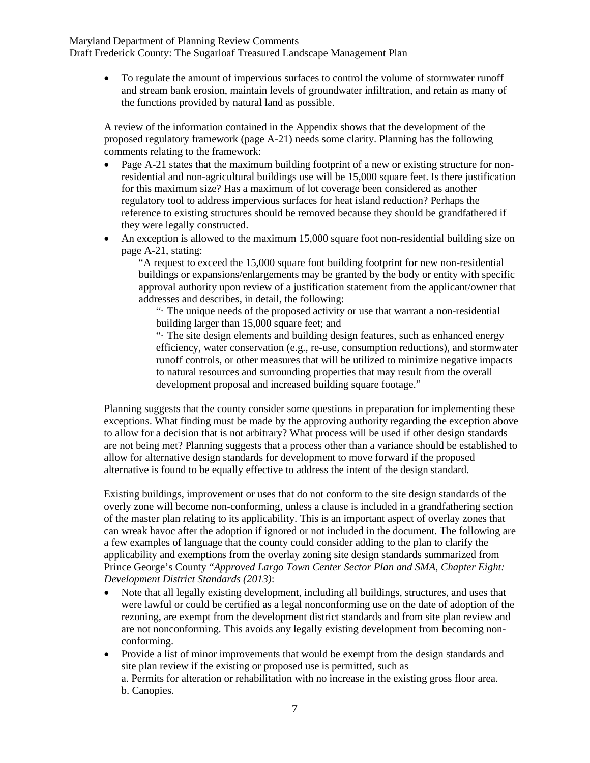- To regulate the amount of impervious surfaces to control the volume of stormwater runoff and stream bank erosion, maintain levels of groundwater infiltration, and retain as many of the functions provided by natural land as possible.

A review of the information contained in the Appendix shows that the development of the proposed regulatory framework (page A-21) needs some clarity. Planning has the following comments relating to the framework:

- Page A-21 states that the maximum building footprint of a new or existing structure for non-residential and non-agricultural buildings use will be 15,000 square feet. Is there justification for this maximum size? Has a maximum of lot coverage been considered as another regulatory tool to address impervious surfaces for heat island reduction? Perhaps the reference to existing structures should be removed because they should be grandfathered if they were legally constructed.
- An exception is allowed to the maximum 15,000 square foot non-residential building size on page A-21, stating:

  "A request to exceed the 15,000 square foot building footprint for new non-residential buildings or expansions/enlargements may be granted by the body or entity with specific approval authority upon review of a justification statement from the applicant/owner that addresses and describes, in detail, the following:

  "· The unique needs of the proposed activity or use that warrant a non-residential building larger than 15,000 square feet; and

  "· The site design elements and building design features, such as enhanced energy efficiency, water conservation (e.g., re-use, consumption reductions), and stormwater runoff controls, or other measures that will be utilized to minimize negative impacts to natural resources and surrounding properties that may result from the overall development proposal and increased building square footage."

Planning suggests that the county consider some questions in preparation for implementing these exceptions. What finding must be made by the approving authority regarding the exception above to allow for a decision that is not arbitrary? What process will be used if other design standards are not being met? Planning suggests that a process other than a variance should be established to allow for alternative design standards for development to move forward if the proposed alternative is found to be equally effective to address the intent of the design standard.

Existing buildings, improvement or uses that do not conform to the site design standards of the overly zone will become non-conforming, unless a clause is included in a grandfathering section of the master plan relating to its applicability. This is an important aspect of overlay zones that can wreak havoc after the adoption if ignored or not included in the document. The following are a few examples of language that the county could consider adding to the plan to clarify the applicability and exemptions from the overlay zoning site design standards summarized from Prince George's County "*Approved Largo Town Center Sector Plan and SMA, Chapter Eight: Development District Standards (2013)*:

- Note that all legally existing development, including all buildings, structures, and uses that were lawful or could be certified as a legal nonconforming use on the date of adoption of the rezoning, are exempt from the development district standards and from site plan review and are not nonconforming. This avoids any legally existing development from becoming non-conforming.
- Provide a list of minor improvements that would be exempt from the design standards and site plan review if the existing or proposed use is permitted, such as

  a. Permits for alteration or rehabilitation with no increase in the existing gross floor area.

  b. Canopies.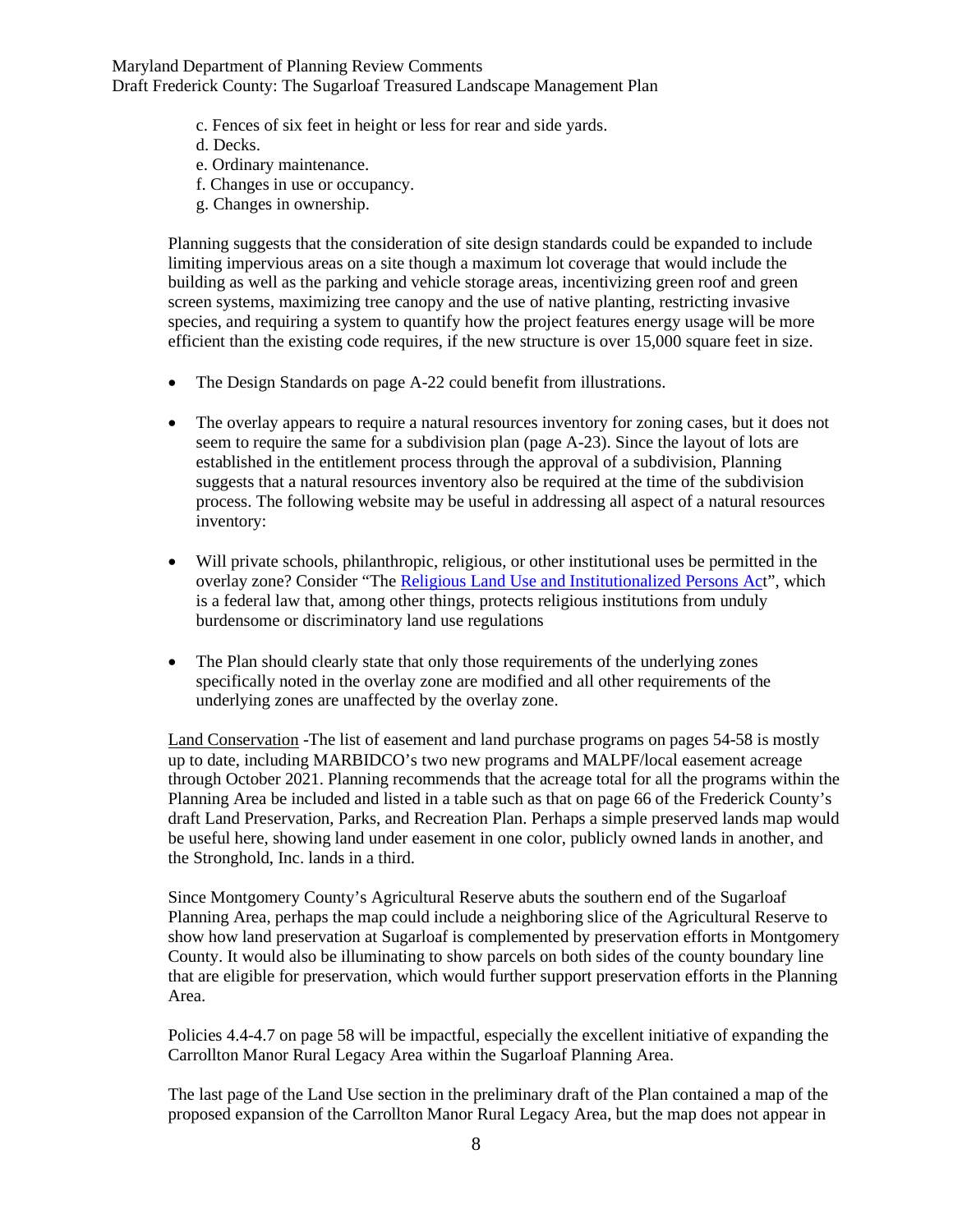c. Fences of six feet in height or less for rear and side yards.
d. Decks.
e. Ordinary maintenance.
f. Changes in use or occupancy.
g. Changes in ownership.

Planning suggests that the consideration of site design standards could be expanded to include limiting impervious areas on a site though a maximum lot coverage that would include the building as well as the parking and vehicle storage areas, incentivizing green roof and green screen systems, maximizing tree canopy and the use of native planting, restricting invasive species, and requiring a system to quantify how the project features energy usage will be more efficient than the existing code requires, if the new structure is over 15,000 square feet in size.

- The Design Standards on page A-22 could benefit from illustrations.
- The overlay appears to require a natural resources inventory for zoning cases, but it does not seem to require the same for a subdivision plan (page A-23). Since the layout of lots are established in the entitlement process through the approval of a subdivision, Planning suggests that a natural resources inventory also be required at the time of the subdivision process. The following website may be useful in addressing all aspect of a natural resources inventory:
- Will private schools, philanthropic, religious, or other institutional uses be permitted in the overlay zone? Consider "The Religious Land Use and Institutionalized Persons Act", which is a federal law that, among other things, protects religious institutions from unduly burdensome or discriminatory land use regulations
- The Plan should clearly state that only those requirements of the underlying zones specifically noted in the overlay zone are modified and all other requirements of the underlying zones are unaffected by the overlay zone.

Land Conservation -The list of easement and land purchase programs on pages 54-58 is mostly up to date, including MARBIDCO's two new programs and MALPF/local easement acreage through October 2021. Planning recommends that the acreage total for all the programs within the Planning Area be included and listed in a table such as that on page 66 of the Frederick County's draft Land Preservation, Parks, and Recreation Plan. Perhaps a simple preserved lands map would be useful here, showing land under easement in one color, publicly owned lands in another, and the Stronghold, Inc. lands in a third.

Since Montgomery County's Agricultural Reserve abuts the southern end of the Sugarloaf Planning Area, perhaps the map could include a neighboring slice of the Agricultural Reserve to show how land preservation at Sugarloaf is complemented by preservation efforts in Montgomery County. It would also be illuminating to show parcels on both sides of the county boundary line that are eligible for preservation, which would further support preservation efforts in the Planning Area.

Policies 4.4-4.7 on page 58 will be impactful, especially the excellent initiative of expanding the Carrollton Manor Rural Legacy Area within the Sugarloaf Planning Area.

The last page of the Land Use section in the preliminary draft of the Plan contained a map of the proposed expansion of the Carrollton Manor Rural Legacy Area, but the map does not appear in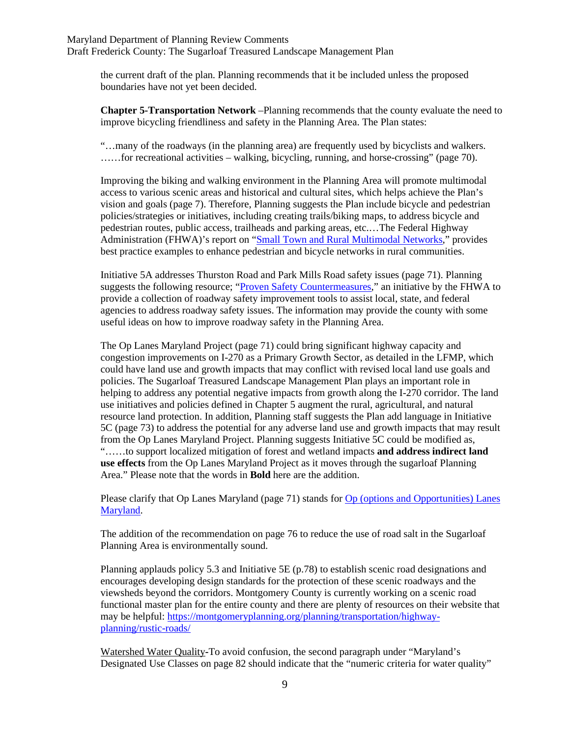the current draft of the plan. Planning recommends that it be included unless the proposed boundaries have not yet been decided.

**Chapter 5-Transportation Network** –Planning recommends that the county evaluate the need to improve bicycling friendliness and safety in the Planning Area. The Plan states:

"…many of the roadways (in the planning area) are frequently used by bicyclists and walkers. ……for recreational activities – walking, bicycling, running, and horse-crossing" (page 70).

Improving the biking and walking environment in the Planning Area will promote multimodal access to various scenic areas and historical and cultural sites, which helps achieve the Plan's vision and goals (page 7). Therefore, Planning suggests the Plan include bicycle and pedestrian policies/strategies or initiatives, including creating trails/biking maps, to address bicycle and pedestrian routes, public access, trailheads and parking areas, etc.…The Federal Highway Administration (FHWA)'s report on "Small Town and Rural Multimodal Networks," provides best practice examples to enhance pedestrian and bicycle networks in rural communities.

Initiative 5A addresses Thurston Road and Park Mills Road safety issues (page 71). Planning suggests the following resource; "Proven Safety Countermeasures," an initiative by the FHWA to provide a collection of roadway safety improvement tools to assist local, state, and federal agencies to address roadway safety issues. The information may provide the county with some useful ideas on how to improve roadway safety in the Planning Area.

The Op Lanes Maryland Project (page 71) could bring significant highway capacity and congestion improvements on I-270 as a Primary Growth Sector, as detailed in the LFMP, which could have land use and growth impacts that may conflict with revised local land use goals and policies. The Sugarloaf Treasured Landscape Management Plan plays an important role in helping to address any potential negative impacts from growth along the I-270 corridor. The land use initiatives and policies defined in Chapter 5 augment the rural, agricultural, and natural resource land protection. In addition, Planning staff suggests the Plan add language in Initiative 5C (page 73) to address the potential for any adverse land use and growth impacts that may result from the Op Lanes Maryland Project. Planning suggests Initiative 5C could be modified as, "……to support localized mitigation of forest and wetland impacts **and address indirect land use effects** from the Op Lanes Maryland Project as it moves through the sugarloaf Planning Area." Please note that the words in **Bold** here are the addition.

Please clarify that Op Lanes Maryland (page 71) stands for Op (options and Opportunities) Lanes Maryland.

The addition of the recommendation on page 76 to reduce the use of road salt in the Sugarloaf Planning Area is environmentally sound.

Planning applauds policy 5.3 and Initiative 5E (p.78) to establish scenic road designations and encourages developing design standards for the protection of these scenic roadways and the viewsheds beyond the corridors. Montgomery County is currently working on a scenic road functional master plan for the entire county and there are plenty of resources on their website that may be helpful: https://montgomeryplanning.org/planning/transportation/highway-planning/rustic-roads/

Watershed Water Quality-To avoid confusion, the second paragraph under "Maryland's Designated Use Classes on page 82 should indicate that the "numeric criteria for water quality"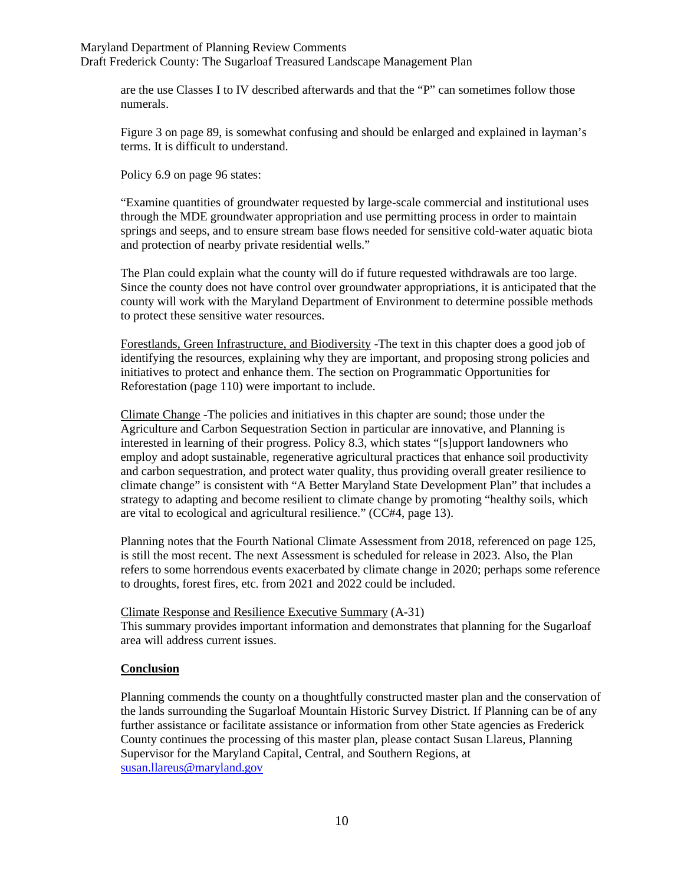are the use Classes I to IV described afterwards and that the "P" can sometimes follow those numerals.

Figure 3 on page 89, is somewhat confusing and should be enlarged and explained in layman's terms. It is difficult to understand.

Policy 6.9 on page 96 states:

"Examine quantities of groundwater requested by large-scale commercial and institutional uses through the MDE groundwater appropriation and use permitting process in order to maintain springs and seeps, and to ensure stream base flows needed for sensitive cold-water aquatic biota and protection of nearby private residential wells."

The Plan could explain what the county will do if future requested withdrawals are too large. Since the county does not have control over groundwater appropriations, it is anticipated that the county will work with the Maryland Department of Environment to determine possible methods to protect these sensitive water resources.

<u>Forestlands, Green Infrastructure, and Biodiversity</u> -The text in this chapter does a good job of identifying the resources, explaining why they are important, and proposing strong policies and initiatives to protect and enhance them. The section on Programmatic Opportunities for Reforestation (page 110) were important to include.

<u>Climate Change</u> -The policies and initiatives in this chapter are sound; those under the Agriculture and Carbon Sequestration Section in particular are innovative, and Planning is interested in learning of their progress. Policy 8.3, which states "[s]upport landowners who employ and adopt sustainable, regenerative agricultural practices that enhance soil productivity and carbon sequestration, and protect water quality, thus providing overall greater resilience to climate change" is consistent with "A Better Maryland State Development Plan" that includes a strategy to adapting and become resilient to climate change by promoting "healthy soils, which are vital to ecological and agricultural resilience." (CC#4, page 13).

Planning notes that the Fourth National Climate Assessment from 2018, referenced on page 125, is still the most recent. The next Assessment is scheduled for release in 2023. Also, the Plan refers to some horrendous events exacerbated by climate change in 2020; perhaps some reference to droughts, forest fires, etc. from 2021 and 2022 could be included.

<u>Climate Response and Resilience Executive Summary</u> (A-31)
This summary provides important information and demonstrates that planning for the Sugarloaf area will address current issues.

## Conclusion

Planning commends the county on a thoughtfully constructed master plan and the conservation of the lands surrounding the Sugarloaf Mountain Historic Survey District. If Planning can be of any further assistance or facilitate assistance or information from other State agencies as Frederick County continues the processing of this master plan, please contact Susan Llareus, Planning Supervisor for the Maryland Capital, Central, and Southern Regions, at susan.llareus@maryland.gov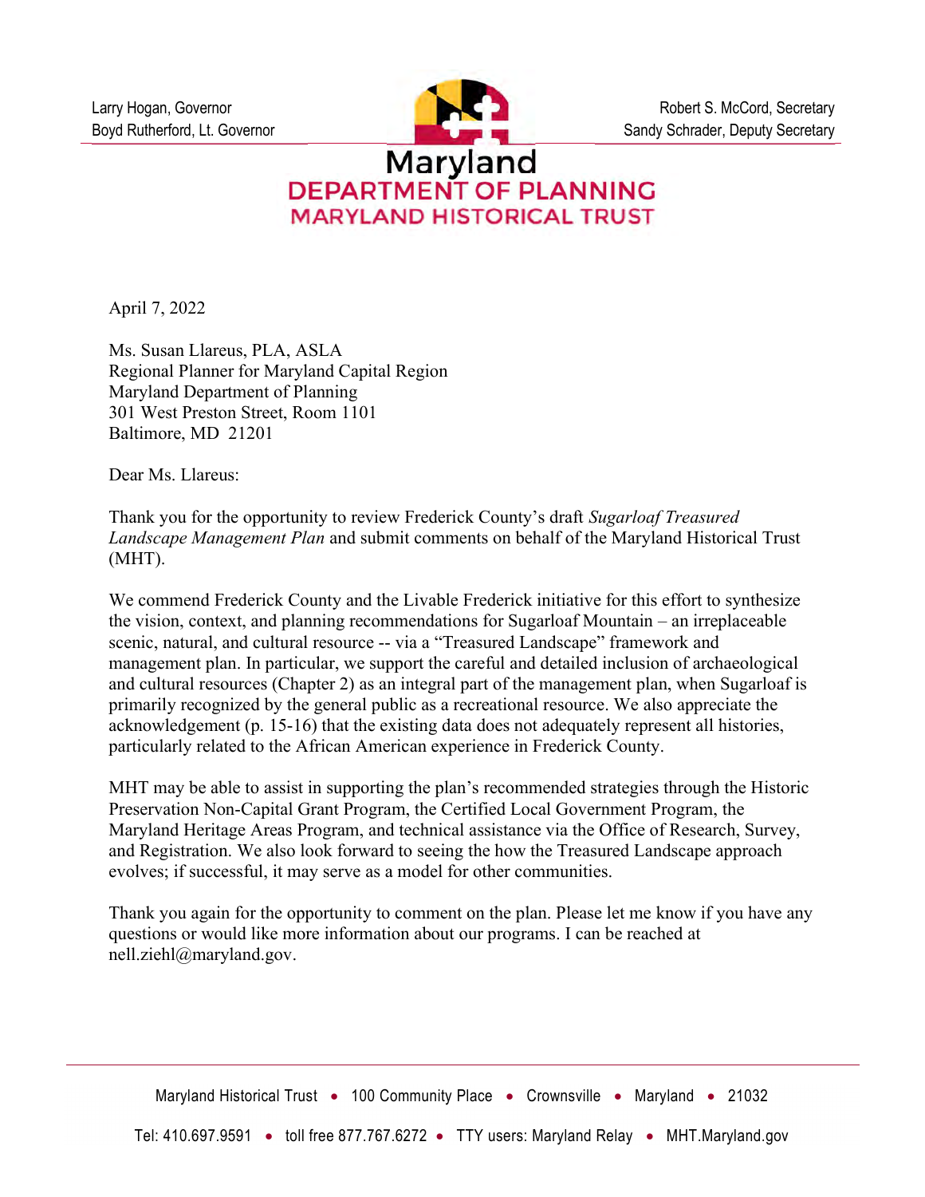Larry Hogan, Governor
Boyd Rutherford, Lt. Governor

Robert S. McCord, Secretary
Sandy Schrader, Deputy Secretary

Maryland
DEPARTMENT OF PLANNING
MARYLAND HISTORICAL TRUST

April 7, 2022

Ms. Susan Llareus, PLA, ASLA
Regional Planner for Maryland Capital Region
Maryland Department of Planning
301 West Preston Street, Room 1101
Baltimore, MD 21201

Dear Ms. Llareus:

Thank you for the opportunity to review Frederick County's draft *Sugarloaf Treasured Landscape Management Plan* and submit comments on behalf of the Maryland Historical Trust (MHT).

We commend Frederick County and the Livable Frederick initiative for this effort to synthesize the vision, context, and planning recommendations for Sugarloaf Mountain – an irreplaceable scenic, natural, and cultural resource -- via a "Treasured Landscape" framework and management plan. In particular, we support the careful and detailed inclusion of archaeological and cultural resources (Chapter 2) as an integral part of the management plan, when Sugarloaf is primarily recognized by the general public as a recreational resource. We also appreciate the acknowledgement (p. 15-16) that the existing data does not adequately represent all histories, particularly related to the African American experience in Frederick County.

MHT may be able to assist in supporting the plan's recommended strategies through the Historic Preservation Non-Capital Grant Program, the Certified Local Government Program, the Maryland Heritage Areas Program, and technical assistance via the Office of Research, Survey, and Registration. We also look forward to seeing the how the Treasured Landscape approach evolves; if successful, it may serve as a model for other communities.

Thank you again for the opportunity to comment on the plan. Please let me know if you have any questions or would like more information about our programs. I can be reached at nell.ziehl@maryland.gov.

Maryland Historical Trust • 100 Community Place • Crownsville • Maryland • 21032

Tel: 410.697.9591 • toll free 877.767.6272 • TTY users: Maryland Relay • MHT.Maryland.gov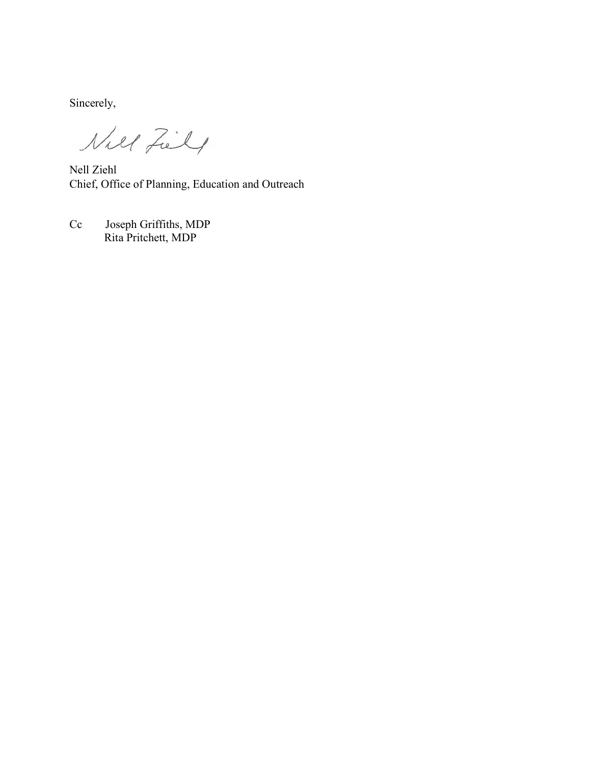Sincerely,

Nell Ziehl
Chief, Office of Planning, Education and Outreach

Cc Joseph Griffiths, MDP
Rita Pritchett, MDP